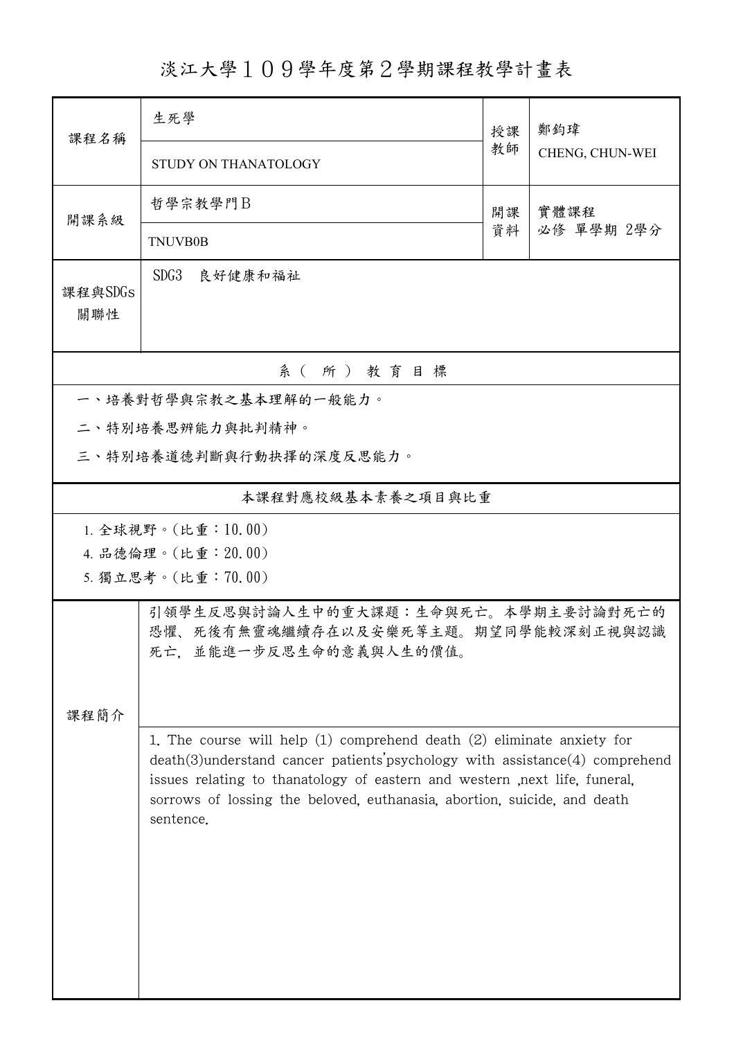# 淡江大學１０９學年度第２學期課程教學計畫表

| 課程名稱 | 生死學 | 授課教師 | 鄭鈞瑋 |
|---|---|---|---|
| | STUDY ON THANATOLOGY | | CHENG, CHUN-WEI |
| 開課系級 | 哲學宗教學門B | 開課資料 | 實體課程<br>必修 單學期 2學分 |
| | TNUVB0B | | |
| 課程與SDGs關聯性 | SDG3　良好健康和福祉 | | |

## 系（所）教育目標

一、培養對哲學與宗教之基本理解的一般能力。

二、特別培養思辨能力與批判精神。

三、特別培養道德判斷與行動抉擇的深度反思能力。

## 本課程對應校級基本素養之項目與比重

1. 全球視野。(比重：10.00)
4. 品德倫理。(比重：20.00)
5. 獨立思考。(比重：70.00)

## 課程簡介

引領學生反思與討論人生中的重大課題：生命與死亡。本學期主要討論對死亡的恐懼、死後有無靈魂繼續存在以及安樂死等主題。期望同學能較深刻正視與認識死亡，並能進一步反思生命的意義與人生的價值。

1. The course will help (1) comprehend death (2) eliminate anxiety for death(3)understand cancer patients'psychology with assistance(4) comprehend issues relating to thanatology of eastern and western ,next life, funeral, sorrows of lossing the beloved, euthanasia, abortion, suicide, and death sentence.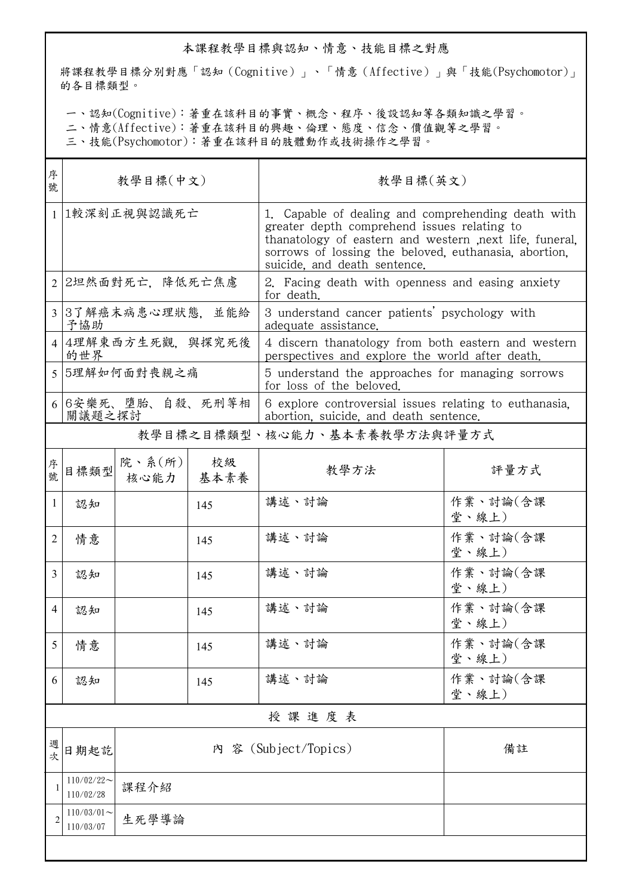## 本課程教學目標與認知、情意、技能目標之對應

將課程教學目標分別對應「認知（Cognitive）」、「情意（Affective）」與「技能(Psychomotor)」的各目標類型。

一、認知(Cognitive)：著重在該科目的事實、概念、程序、後設認知等各類知識之學習。
二、情意(Affective)：著重在該科目的興趣、倫理、態度、信念、價值觀等之學習。
三、技能(Psychomotor)：著重在該科目的肢體動作或技術操作之學習。

| 序號 | 教學目標(中文) | 教學目標(英文) |
|---|---|---|
| 1 | 1較深刻正視與認識死亡 | 1. Capable of dealing and comprehending death with greater depth comprehend issues relating to thanatology of eastern and western ,next life, funeral, sorrows of lossing the beloved, euthanasia, abortion, suicide, and death sentence. |
| 2 | 2坦然面對死亡，降低死亡焦慮 | 2. Facing death with openness and easing anxiety for death. |
| 3 | 3了解癌末病患心理狀態，並能給予協助 | 3 understand cancer patients' psychology with adequate assistance. |
| 4 | 4理解東西方生死觀，與探究死後的世界 | 4 discern thanatology from both eastern and western perspectives and explore the world after death. |
| 5 | 5理解如何面對喪親之痛 | 5 understand the approaches for managing sorrows for loss of the beloved. |
| 6 | 6安樂死、墮胎、自殺、死刑等相關議題之探討 | 6 explore controversial issues relating to euthanasia, abortion, suicide, and death sentence. |

## 教學目標之目標類型、核心能力、基本素養教學方法與評量方式

| 序號 | 目標類型 | 院、系(所)核心能力 | 校級基本素養 | 教學方法 | 評量方式 |
|---|---|---|---|---|---|
| 1 | 認知 | | 145 | 講述、討論 | 作業、討論(含課堂、線上) |
| 2 | 情意 | | 145 | 講述、討論 | 作業、討論(含課堂、線上) |
| 3 | 認知 | | 145 | 講述、討論 | 作業、討論(含課堂、線上) |
| 4 | 認知 | | 145 | 講述、討論 | 作業、討論(含課堂、線上) |
| 5 | 情意 | | 145 | 講述、討論 | 作業、討論(含課堂、線上) |
| 6 | 認知 | | 145 | 講述、討論 | 作業、討論(含課堂、線上) |

## 授課進度表

| 週次 | 日期起訖 | 內 容 (Subject/Topics) | 備註 |
|---|---|---|---|
| 1 | 110/02/22～110/02/28 | 課程介紹 | |
| 2 | 110/03/01～110/03/07 | 生死學導論 | |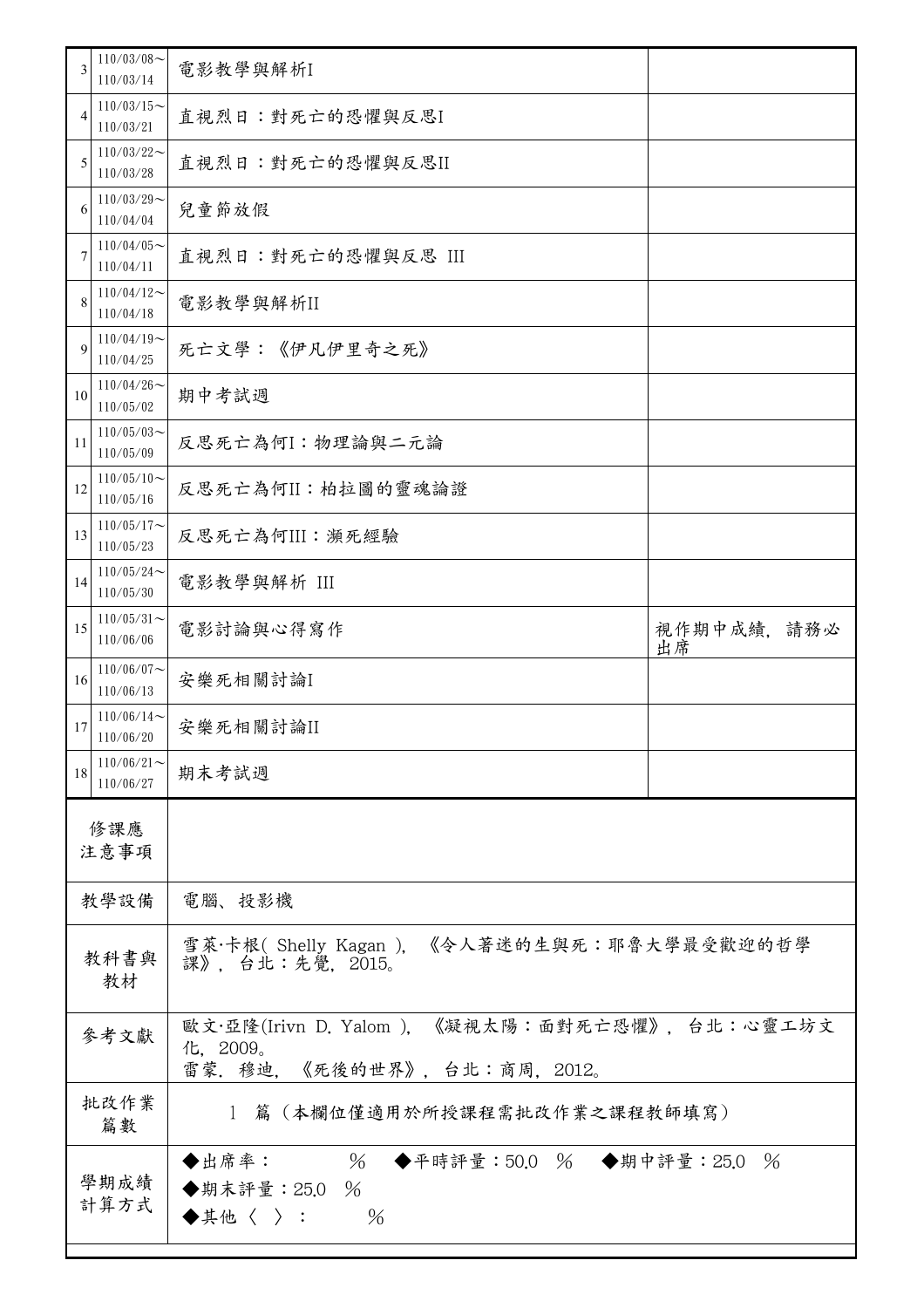| 3 | 110/03/08～<br>110/03/14 | 電影教學與解析I | |
|---|---|---|---|
| 4 | 110/03/15～<br>110/03/21 | 直視烈日：對死亡的恐懼與反思I | |
| 5 | 110/03/22～<br>110/03/28 | 直視烈日：對死亡的恐懼與反思II | |
| 6 | 110/03/29～<br>110/04/04 | 兒童節放假 | |
| 7 | 110/04/05～<br>110/04/11 | 直視烈日：對死亡的恐懼與反思 III | |
| 8 | 110/04/12～<br>110/04/18 | 電影教學與解析II | |
| 9 | 110/04/19～<br>110/04/25 | 死亡文學：《伊凡伊里奇之死》 | |
| 10 | 110/04/26～<br>110/05/02 | 期中考試週 | |
| 11 | 110/05/03～<br>110/05/09 | 反思死亡為何I：物理論與二元論 | |
| 12 | 110/05/10～<br>110/05/16 | 反思死亡為何II：柏拉圖的靈魂論證 | |
| 13 | 110/05/17～<br>110/05/23 | 反思死亡為何III：瀕死經驗 | |
| 14 | 110/05/24～<br>110/05/30 | 電影教學與解析 III | |
| 15 | 110/05/31～<br>110/06/06 | 電影討論與心得寫作 | 視作期中成績，請務必出席 |
| 16 | 110/06/07～<br>110/06/13 | 安樂死相關討論I | |
| 17 | 110/06/14～<br>110/06/20 | 安樂死相關討論II | |
| 18 | 110/06/21～<br>110/06/27 | 期末考試週 | |

| 項目 | 內容 |
|---|---|
| 修課應注意事項 | |
| 教學設備 | 電腦、投影機 |
| 教科書與教材 | 雪萊·卡根( Shelly Kagan )，《令人著迷的生與死：耶魯大學最受歡迎的哲學課》，台北：先覺，2015。 |
| 參考文獻 | 歐文·亞隆(Irivn D. Yalom )，《凝視太陽：面對死亡恐懼》，台北：心靈工坊文化，2009。<br>雷蒙．穆迪，《死後的世界》，台北：商周，2012。 |
| 批改作業篇數 | 1 篇（本欄位僅適用於所授課程需批改作業之課程教師填寫） |
| 學期成績計算方式 | ◆出席率： ％ ◆平時評量：50.0 ％ ◆期中評量：25.0 ％<br>◆期末評量：25.0 ％<br>◆其他〈 〉： ％ |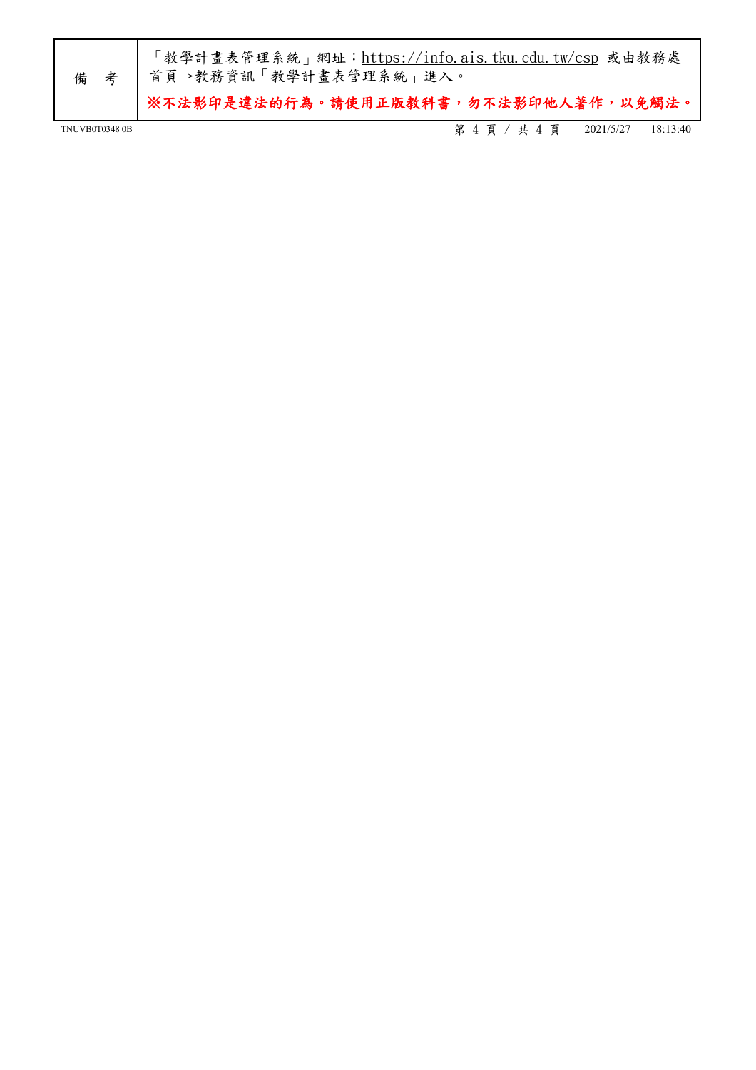| | |
|---|---|
| 備　考 | 「教學計畫表管理系統」網址：https://info.ais.tku.edu.tw/csp 或由教務處首頁→教務資訊「教學計畫表管理系統」進入。<br>**※不法影印是違法的行為。請使用正版教科書，勿不法影印他人著作，以免觸法。** |

TNUVB0T0348 0B

2021/5/27　18:13:40